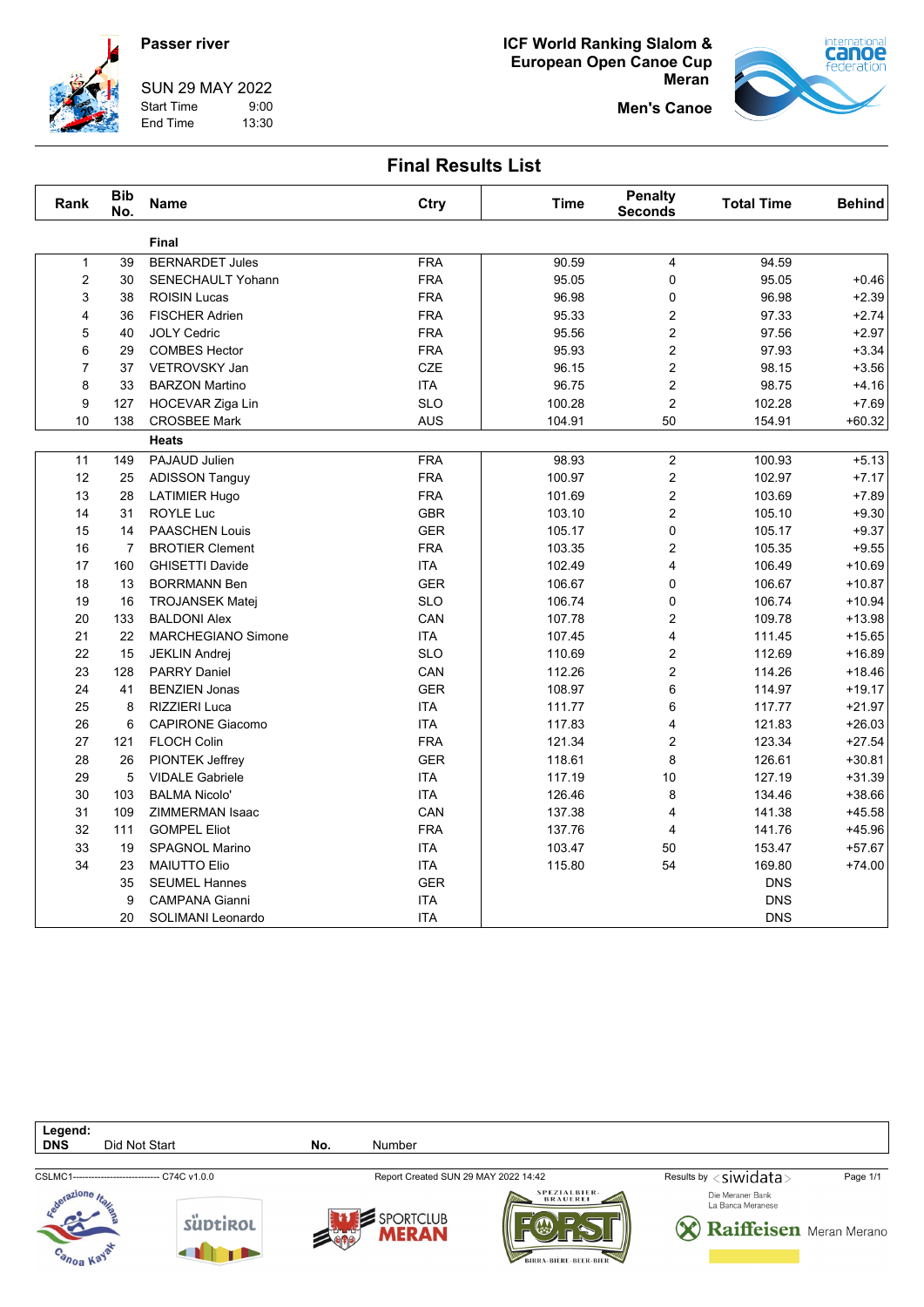**Passer river**

SUN 29 MAY 2022
Start Time 9:00
End Time 13:30

**ICF World Ranking Slalom & European Open Canoe Cup Meran**

**Men's Canoe**

## Final Results List

| Rank | Bib No. | Name | Ctry | Time | Penalty Seconds | Total Time | Behind |
|---|---|---|---|---|---|---|---|
| | | **Final** | | | | | |
| 1 | 39 | BERNARDET Jules | FRA | 90.59 | 4 | 94.59 | |
| 2 | 30 | SENECHAULT Yohann | FRA | 95.05 | 0 | 95.05 | +0.46 |
| 3 | 38 | ROISIN Lucas | FRA | 96.98 | 0 | 96.98 | +2.39 |
| 4 | 36 | FISCHER Adrien | FRA | 95.33 | 2 | 97.33 | +2.74 |
| 5 | 40 | JOLY Cedric | FRA | 95.56 | 2 | 97.56 | +2.97 |
| 6 | 29 | COMBES Hector | FRA | 95.93 | 2 | 97.93 | +3.34 |
| 7 | 37 | VETROVSKY Jan | CZE | 96.15 | 2 | 98.15 | +3.56 |
| 8 | 33 | BARZON Martino | ITA | 96.75 | 2 | 98.75 | +4.16 |
| 9 | 127 | HOCEVAR Ziga Lin | SLO | 100.28 | 2 | 102.28 | +7.69 |
| 10 | 138 | CROSBEE Mark | AUS | 104.91 | 50 | 154.91 | +60.32 |
| | | **Heats** | | | | | |
| 11 | 149 | PAJAUD Julien | FRA | 98.93 | 2 | 100.93 | +5.13 |
| 12 | 25 | ADISSON Tanguy | FRA | 100.97 | 2 | 102.97 | +7.17 |
| 13 | 28 | LATIMIER Hugo | FRA | 101.69 | 2 | 103.69 | +7.89 |
| 14 | 31 | ROYLE Luc | GBR | 103.10 | 2 | 105.10 | +9.30 |
| 15 | 14 | PAASCHEN Louis | GER | 105.17 | 0 | 105.17 | +9.37 |
| 16 | 7 | BROTIER Clement | FRA | 103.35 | 2 | 105.35 | +9.55 |
| 17 | 160 | GHISETTI Davide | ITA | 102.49 | 4 | 106.49 | +10.69 |
| 18 | 13 | BORRMANN Ben | GER | 106.67 | 0 | 106.67 | +10.87 |
| 19 | 16 | TROJANSEK Matej | SLO | 106.74 | 0 | 106.74 | +10.94 |
| 20 | 133 | BALDONI Alex | CAN | 107.78 | 2 | 109.78 | +13.98 |
| 21 | 22 | MARCHEGIANO Simone | ITA | 107.45 | 4 | 111.45 | +15.65 |
| 22 | 15 | JEKLIN Andrej | SLO | 110.69 | 2 | 112.69 | +16.89 |
| 23 | 128 | PARRY Daniel | CAN | 112.26 | 2 | 114.26 | +18.46 |
| 24 | 41 | BENZIEN Jonas | GER | 108.97 | 6 | 114.97 | +19.17 |
| 25 | 8 | RIZZIERI Luca | ITA | 111.77 | 6 | 117.77 | +21.97 |
| 26 | 6 | CAPIRONE Giacomo | ITA | 117.83 | 4 | 121.83 | +26.03 |
| 27 | 121 | FLOCH Colin | FRA | 121.34 | 2 | 123.34 | +27.54 |
| 28 | 26 | PIONTEK Jeffrey | GER | 118.61 | 8 | 126.61 | +30.81 |
| 29 | 5 | VIDALE Gabriele | ITA | 117.19 | 10 | 127.19 | +31.39 |
| 30 | 103 | BALMA Nicolo' | ITA | 126.46 | 8 | 134.46 | +38.66 |
| 31 | 109 | ZIMMERMAN Isaac | CAN | 137.38 | 4 | 141.38 | +45.58 |
| 32 | 111 | GOMPEL Eliot | FRA | 137.76 | 4 | 141.76 | +45.96 |
| 33 | 19 | SPAGNOL Marino | ITA | 103.47 | 50 | 153.47 | +57.67 |
| 34 | 23 | MAIUTTO Elio | ITA | 115.80 | 54 | 169.80 | +74.00 |
| | 35 | SEUMEL Hannes | GER | | | DNS | |
| | 9 | CAMPANA Gianni | ITA | | | DNS | |
| | 20 | SOLIMANI Leonardo | ITA | | | DNS | |

**Legend:**
**DNS** Did Not Start **No.** Number

CSLMC1---------------------------- C74C v1.0.0 Report Created SUN 29 MAY 2022 14:42 Results by siwidata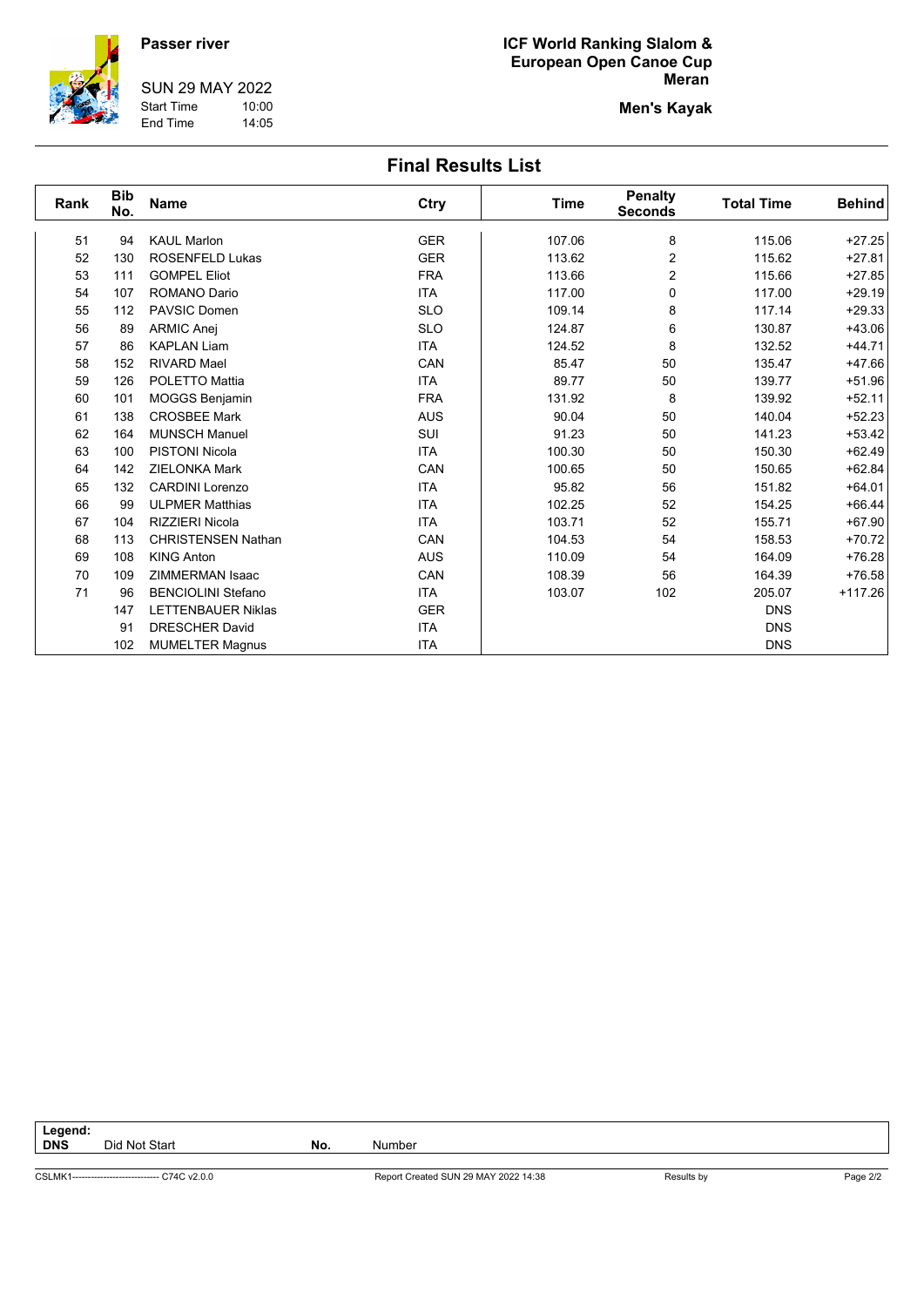**Passer river**

SUN 29 MAY 2022
Start Time 10:00
End Time 14:05

**ICF World Ranking Slalom & European Open Canoe Cup**
**Meran**

**Men's Kayak**

## Final Results List

| Rank | Bib No. | Name | Ctry | Time | Penalty Seconds | Total Time | Behind |
|---|---|---|---|---|---|---|---|
| 51 | 94 | KAUL Marlon | GER | 107.06 | 8 | 115.06 | +27.25 |
| 52 | 130 | ROSENFELD Lukas | GER | 113.62 | 2 | 115.62 | +27.81 |
| 53 | 111 | GOMPEL Eliot | FRA | 113.66 | 2 | 115.66 | +27.85 |
| 54 | 107 | ROMANO Dario | ITA | 117.00 | 0 | 117.00 | +29.19 |
| 55 | 112 | PAVSIC Domen | SLO | 109.14 | 8 | 117.14 | +29.33 |
| 56 | 89 | ARMIC Anej | SLO | 124.87 | 6 | 130.87 | +43.06 |
| 57 | 86 | KAPLAN Liam | ITA | 124.52 | 8 | 132.52 | +44.71 |
| 58 | 152 | RIVARD Mael | CAN | 85.47 | 50 | 135.47 | +47.66 |
| 59 | 126 | POLETTO Mattia | ITA | 89.77 | 50 | 139.77 | +51.96 |
| 60 | 101 | MOGGS Benjamin | FRA | 131.92 | 8 | 139.92 | +52.11 |
| 61 | 138 | CROSBEE Mark | AUS | 90.04 | 50 | 140.04 | +52.23 |
| 62 | 164 | MUNSCH Manuel | SUI | 91.23 | 50 | 141.23 | +53.42 |
| 63 | 100 | PISTONI Nicola | ITA | 100.30 | 50 | 150.30 | +62.49 |
| 64 | 142 | ZIELONKA Mark | CAN | 100.65 | 50 | 150.65 | +62.84 |
| 65 | 132 | CARDINI Lorenzo | ITA | 95.82 | 56 | 151.82 | +64.01 |
| 66 | 99 | ULPMER Matthias | ITA | 102.25 | 52 | 154.25 | +66.44 |
| 67 | 104 | RIZZIERI Nicola | ITA | 103.71 | 52 | 155.71 | +67.90 |
| 68 | 113 | CHRISTENSEN Nathan | CAN | 104.53 | 54 | 158.53 | +70.72 |
| 69 | 108 | KING Anton | AUS | 110.09 | 54 | 164.09 | +76.28 |
| 70 | 109 | ZIMMERMAN Isaac | CAN | 108.39 | 56 | 164.39 | +76.58 |
| 71 | 96 | BENCIOLINI Stefano | ITA | 103.07 | 102 | 205.07 | +117.26 |
| | 147 | LETTENBAUER Niklas | GER | | | DNS | |
| | 91 | DRESCHER David | ITA | | | DNS | |
| | 102 | MUMELTER Magnus | ITA | | | DNS | |

**Legend:**
**DNS** Did Not Start **No.** Number

CSLMK1------------------------------ C74C v2.0.0 Report Created SUN 29 MAY 2022 14:38 Results by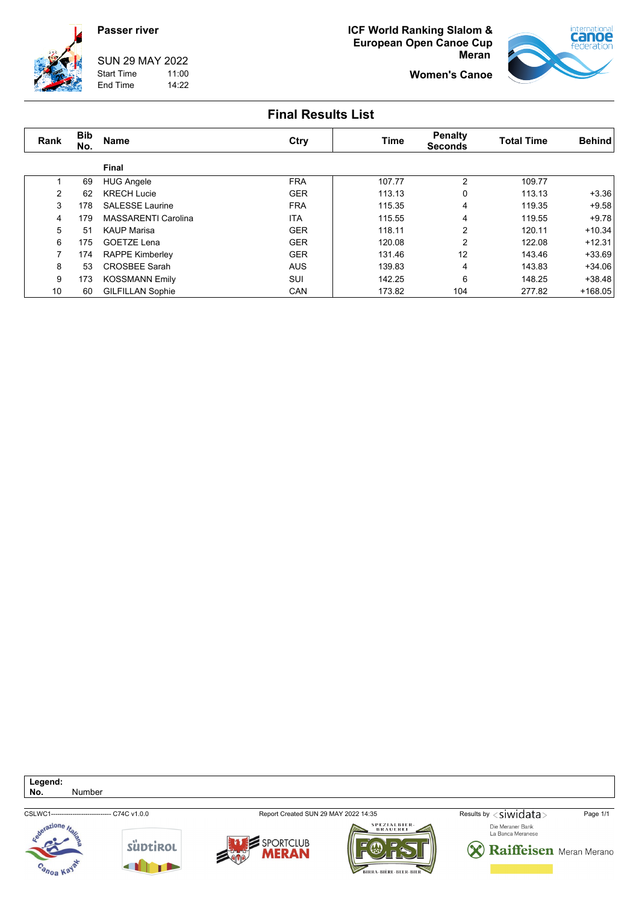Passer river

SUN 29 MAY 2022

Start Time 11:00

End Time 14:22

**ICF World Ranking Slalom & European Open Canoe Cup Meran**

**Women's Canoe**

## Final Results List

| Rank | Bib No. | Name | Ctry | Time | Penalty Seconds | Total Time | Behind |
|---|---|---|---|---|---|---|---|
| | | **Final** | | | | | |
| 1 | 69 | HUG Angele | FRA | 107.77 | 2 | 109.77 | |
| 2 | 62 | KRECH Lucie | GER | 113.13 | 0 | 113.13 | +3.36 |
| 3 | 178 | SALESSE Laurine | FRA | 115.35 | 4 | 119.35 | +9.58 |
| 4 | 179 | MASSARENTI Carolina | ITA | 115.55 | 4 | 119.55 | +9.78 |
| 5 | 51 | KAUP Marisa | GER | 118.11 | 2 | 120.11 | +10.34 |
| 6 | 175 | GOETZE Lena | GER | 120.08 | 2 | 122.08 | +12.31 |
| 7 | 174 | RAPPE Kimberley | GER | 131.46 | 12 | 143.46 | +33.69 |
| 8 | 53 | CROSBEE Sarah | AUS | 139.83 | 4 | 143.83 | +34.06 |
| 9 | 173 | KOSSMANN Emily | SUI | 142.25 | 6 | 148.25 | +38.48 |
| 10 | 60 | GILFILLAN Sophie | CAN | 173.82 | 104 | 277.82 | +168.05 |

**Legend:**
**No.** Number

CSLWC1---------------------------- C74C v1.0.0    Report Created SUN 29 MAY 2022 14:35    Results by siwidata